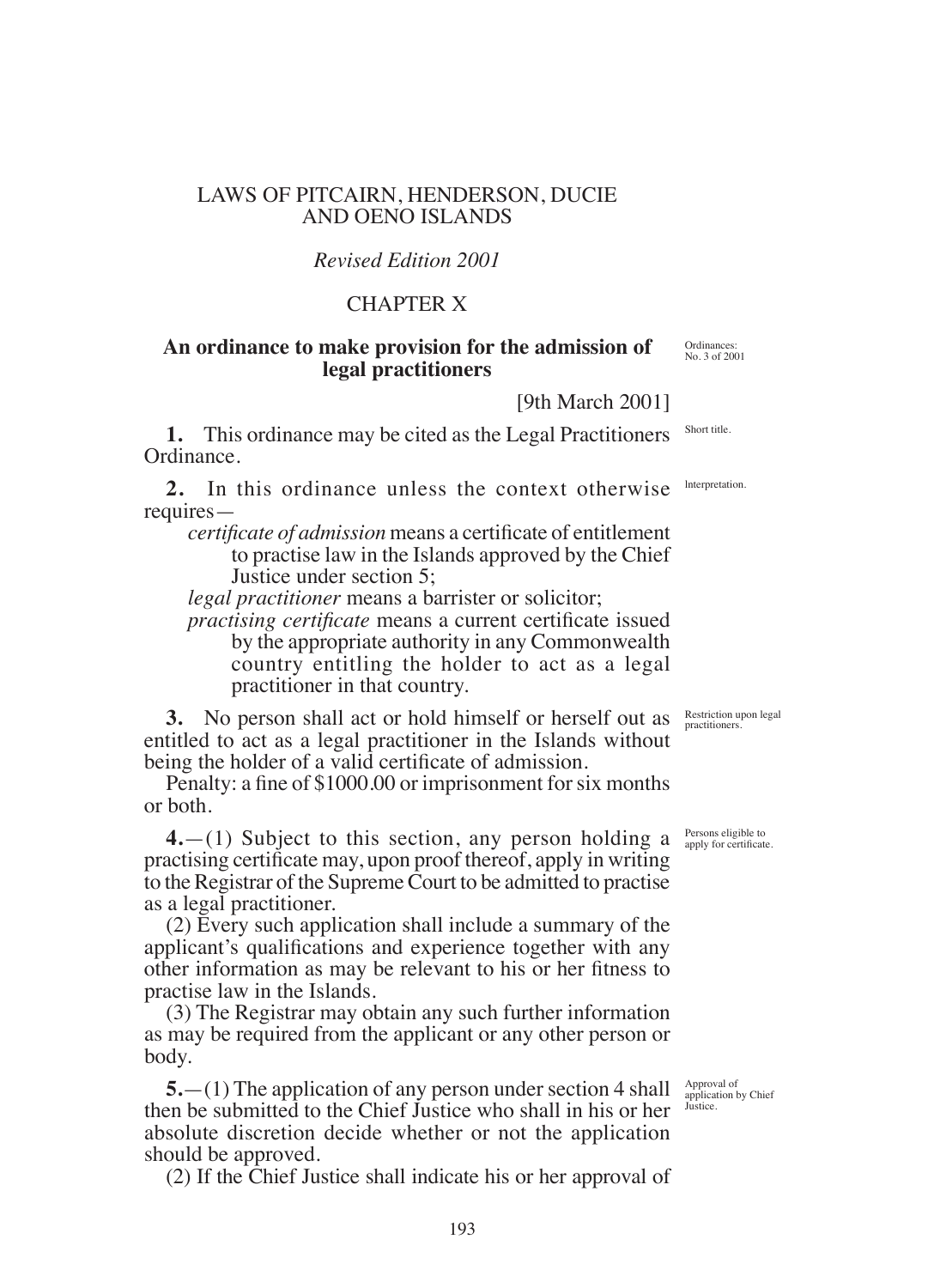LAWS OF PITCAIRN, HENDERSON, DUCIE AND OENO ISLANDS

*Revised Edition 2001*

CHAPTER X

**An ordinance to make provision for the admission of legal practitioners**

Ordinances: No. 3 of 2001

[9th March 2001]

Short title.

**1.** This ordinance may be cited as the Legal Practitioners Ordinance.

Interpretation.

**2.** In this ordinance unless the context otherwise requires—

*certificate of admission* means a certificate of entitlement to practise law in the Islands approved by the Chief Justice under section 5;

*legal practitioner* means a barrister or solicitor;

*practising certificate* means a current certificate issued by the appropriate authority in any Commonwealth country entitling the holder to act as a legal practitioner in that country.

Restriction upon legal practitioners.

**3.** No person shall act or hold himself or herself out as entitled to act as a legal practitioner in the Islands without being the holder of a valid certificate of admission.

Penalty: a fine of $1000.00 or imprisonment for six months or both.

Persons eligible to apply for certificate.

**4.**—(1) Subject to this section, any person holding a practising certificate may, upon proof thereof, apply in writing to the Registrar of the Supreme Court to be admitted to practise as a legal practitioner.

(2) Every such application shall include a summary of the applicant's qualifications and experience together with any other information as may be relevant to his or her fitness to practise law in the Islands.

(3) The Registrar may obtain any such further information as may be required from the applicant or any other person or body.

Approval of application by Chief Justice.

**5.**—(1) The application of any person under section 4 shall then be submitted to the Chief Justice who shall in his or her absolute discretion decide whether or not the application should be approved.

(2) If the Chief Justice shall indicate his or her approval of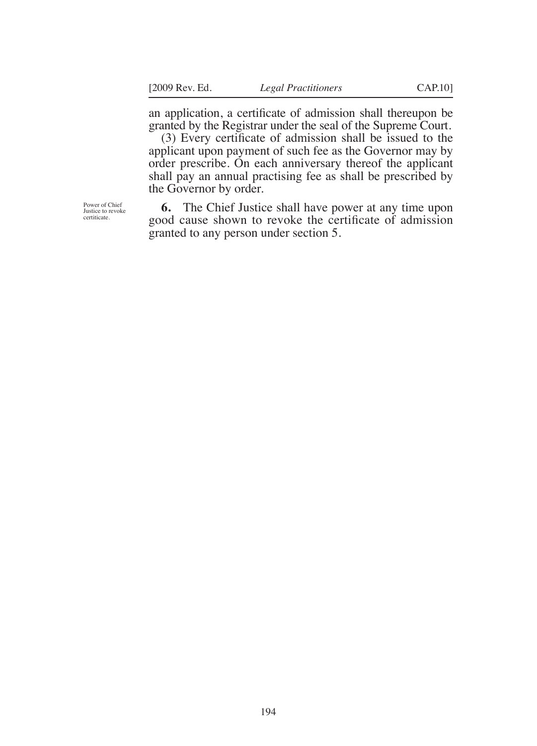an application, a certificate of admission shall thereupon be granted by the Registrar under the seal of the Supreme Court.

(3) Every certificate of admission shall be issued to the applicant upon payment of such fee as the Governor may by order prescribe. On each anniversary thereof the applicant shall pay an annual practising fee as shall be prescribed by the Governor by order.

Power of Chief Justice to revoke certiticate.

**6.** The Chief Justice shall have power at any time upon good cause shown to revoke the certificate of admission granted to any person under section 5.